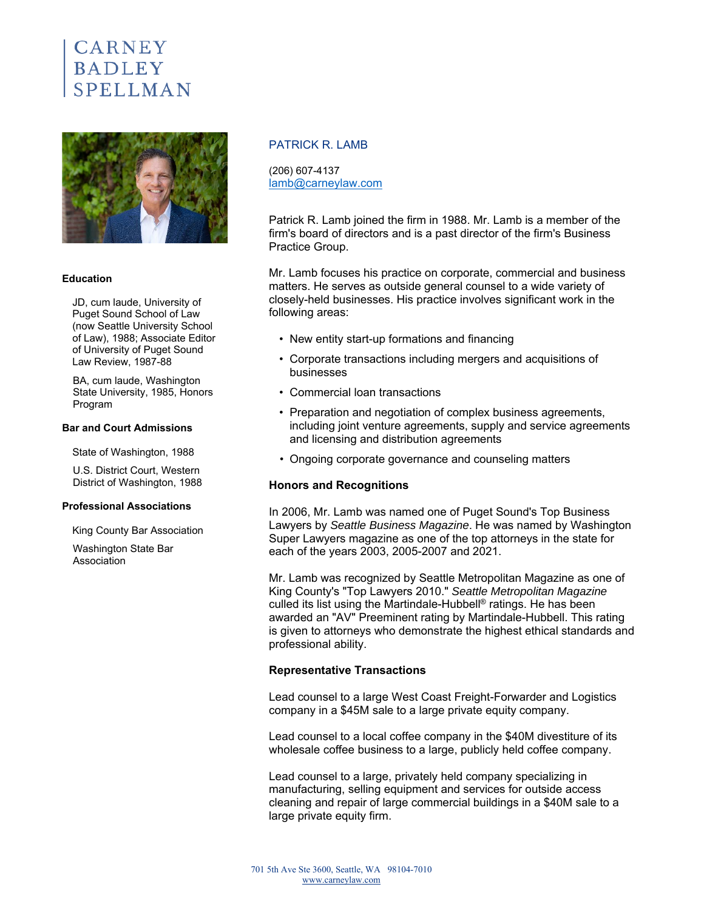# CARNEY BADLEY SPELLMAN

## PATRICK R. LAMB

(206) 607-4137
lamb@carneylaw.com

Patrick R. Lamb joined the firm in 1988. Mr. Lamb is a member of the firm's board of directors and is a past director of the firm's Business Practice Group.

Mr. Lamb focuses his practice on corporate, commercial and business matters. He serves as outside general counsel to a wide variety of closely-held businesses. His practice involves significant work in the following areas:

- New entity start-up formations and financing
- Corporate transactions including mergers and acquisitions of businesses
- Commercial loan transactions
- Preparation and negotiation of complex business agreements, including joint venture agreements, supply and service agreements and licensing and distribution agreements
- Ongoing corporate governance and counseling matters

### Honors and Recognitions

In 2006, Mr. Lamb was named one of Puget Sound's Top Business Lawyers by *Seattle Business Magazine*. He was named by Washington Super Lawyers magazine as one of the top attorneys in the state for each of the years 2003, 2005-2007 and 2021.

Mr. Lamb was recognized by Seattle Metropolitan Magazine as one of King County's "Top Lawyers 2010." *Seattle Metropolitan Magazine* culled its list using the Martindale-Hubbell® ratings. He has been awarded an "AV" Preeminent rating by Martindale-Hubbell. This rating is given to attorneys who demonstrate the highest ethical standards and professional ability.

### Representative Transactions

Lead counsel to a large West Coast Freight-Forwarder and Logistics company in a $45M sale to a large private equity company.

Lead counsel to a local coffee company in the $40M divestiture of its wholesale coffee business to a large, publicly held coffee company.

Lead counsel to a large, privately held company specializing in manufacturing, selling equipment and services for outside access cleaning and repair of large commercial buildings in a $40M sale to a large private equity firm.

### Education

JD, cum laude, University of Puget Sound School of Law (now Seattle University School of Law), 1988; Associate Editor of University of Puget Sound Law Review, 1987-88

BA, cum laude, Washington State University, 1985, Honors Program

### Bar and Court Admissions

State of Washington, 1988

U.S. District Court, Western District of Washington, 1988

### Professional Associations

King County Bar Association

Washington State Bar Association

701 5th Ave Ste 3600, Seattle, WA 98104-7010
www.carneylaw.com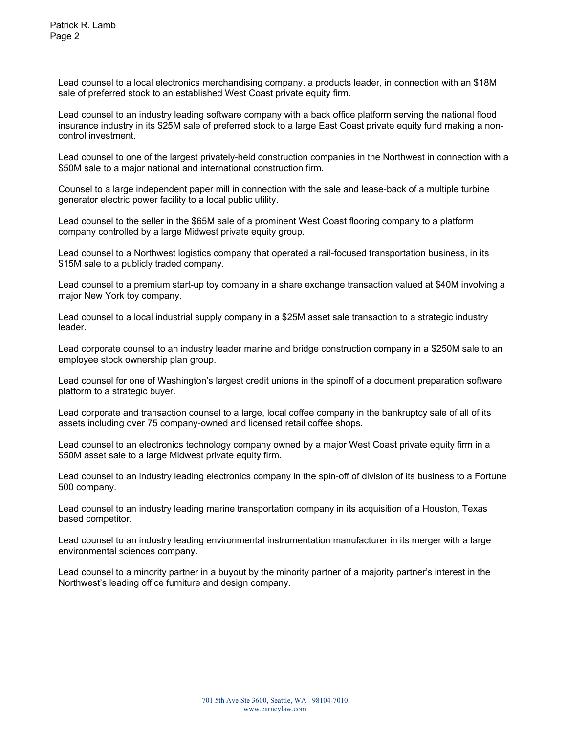Lead counsel to a local electronics merchandising company, a products leader, in connection with an $18M sale of preferred stock to an established West Coast private equity firm.

Lead counsel to an industry leading software company with a back office platform serving the national flood insurance industry in its $25M sale of preferred stock to a large East Coast private equity fund making a non-control investment.

Lead counsel to one of the largest privately-held construction companies in the Northwest in connection with a $50M sale to a major national and international construction firm.

Counsel to a large independent paper mill in connection with the sale and lease-back of a multiple turbine generator electric power facility to a local public utility.

Lead counsel to the seller in the $65M sale of a prominent West Coast flooring company to a platform company controlled by a large Midwest private equity group.

Lead counsel to a Northwest logistics company that operated a rail-focused transportation business, in its $15M sale to a publicly traded company.

Lead counsel to a premium start-up toy company in a share exchange transaction valued at $40M involving a major New York toy company.

Lead counsel to a local industrial supply company in a $25M asset sale transaction to a strategic industry leader.

Lead corporate counsel to an industry leader marine and bridge construction company in a $250M sale to an employee stock ownership plan group.

Lead counsel for one of Washington's largest credit unions in the spinoff of a document preparation software platform to a strategic buyer.

Lead corporate and transaction counsel to a large, local coffee company in the bankruptcy sale of all of its assets including over 75 company-owned and licensed retail coffee shops.

Lead counsel to an electronics technology company owned by a major West Coast private equity firm in a $50M asset sale to a large Midwest private equity firm.

Lead counsel to an industry leading electronics company in the spin-off of division of its business to a Fortune 500 company.

Lead counsel to an industry leading marine transportation company in its acquisition of a Houston, Texas based competitor.

Lead counsel to an industry leading environmental instrumentation manufacturer in its merger with a large environmental sciences company.

Lead counsel to a minority partner in a buyout by the minority partner of a majority partner's interest in the Northwest's leading office furniture and design company.